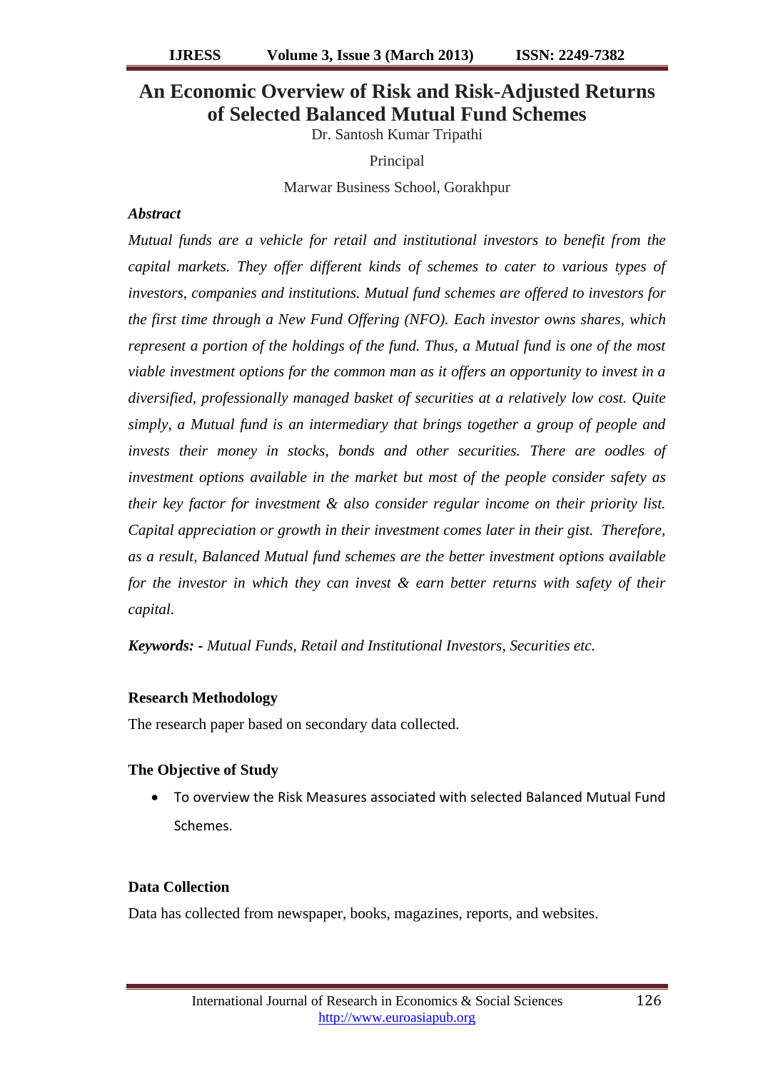# An Economic Overview of Risk and Risk-Adjusted Returns of Selected Balanced Mutual Fund Schemes

Dr. Santosh Kumar Tripathi

Principal

Marwar Business School, Gorakhpur

***Abstract***

*Mutual funds are a vehicle for retail and institutional investors to benefit from the capital markets. They offer different kinds of schemes to cater to various types of investors, companies and institutions. Mutual fund schemes are offered to investors for the first time through a New Fund Offering (NFO). Each investor owns shares, which represent a portion of the holdings of the fund. Thus, a Mutual fund is one of the most viable investment options for the common man as it offers an opportunity to invest in a diversified, professionally managed basket of securities at a relatively low cost. Quite simply, a Mutual fund is an intermediary that brings together a group of people and invests their money in stocks, bonds and other securities. There are oodles of investment options available in the market but most of the people consider safety as their key factor for investment & also consider regular income on their priority list. Capital appreciation or growth in their investment comes later in their gist. Therefore, as a result, Balanced Mutual fund schemes are the better investment options available for the investor in which they can invest & earn better returns with safety of their capital.*

***Keywords: -*** *Mutual Funds, Retail and Institutional Investors, Securities etc.*

### Research Methodology

The research paper based on secondary data collected.

### The Objective of Study

- To overview the Risk Measures associated with selected Balanced Mutual Fund Schemes.

### Data Collection

Data has collected from newspaper, books, magazines, reports, and websites.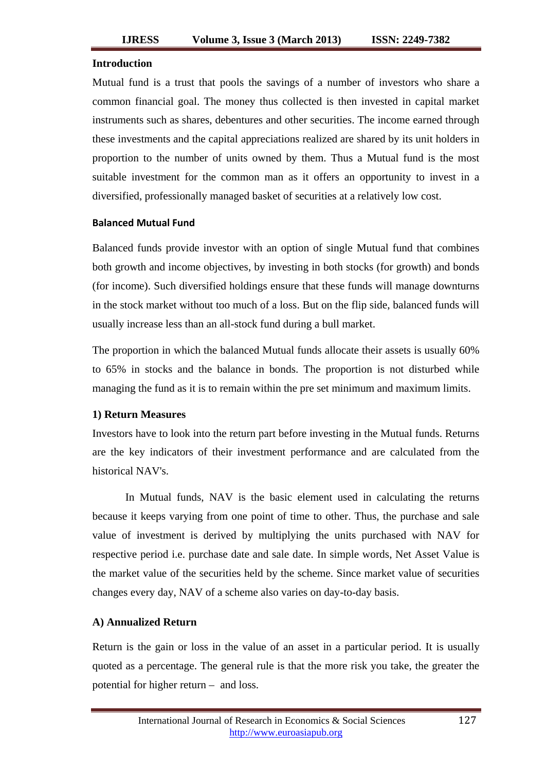## Introduction

Mutual fund is a trust that pools the savings of a number of investors who share a common financial goal. The money thus collected is then invested in capital market instruments such as shares, debentures and other securities. The income earned through these investments and the capital appreciations realized are shared by its unit holders in proportion to the number of units owned by them. Thus a Mutual fund is the most suitable investment for the common man as it offers an opportunity to invest in a diversified, professionally managed basket of securities at a relatively low cost.

### Balanced Mutual Fund

Balanced funds provide investor with an option of single Mutual fund that combines both growth and income objectives, by investing in both stocks (for growth) and bonds (for income). Such diversified holdings ensure that these funds will manage downturns in the stock market without too much of a loss. But on the flip side, balanced funds will usually increase less than an all-stock fund during a bull market.

The proportion in which the balanced Mutual funds allocate their assets is usually 60% to 65% in stocks and the balance in bonds. The proportion is not disturbed while managing the fund as it is to remain within the pre set minimum and maximum limits.

### 1) Return Measures

Investors have to look into the return part before investing in the Mutual funds. Returns are the key indicators of their investment performance and are calculated from the historical NAV's.

In Mutual funds, NAV is the basic element used in calculating the returns because it keeps varying from one point of time to other. Thus, the purchase and sale value of investment is derived by multiplying the units purchased with NAV for respective period i.e. purchase date and sale date. In simple words, Net Asset Value is the market value of the securities held by the scheme. Since market value of securities changes every day, NAV of a scheme also varies on day-to-day basis.

### A) Annualized Return

Return is the gain or loss in the value of an asset in a particular period. It is usually quoted as a percentage. The general rule is that the more risk you take, the greater the potential for higher return – and loss.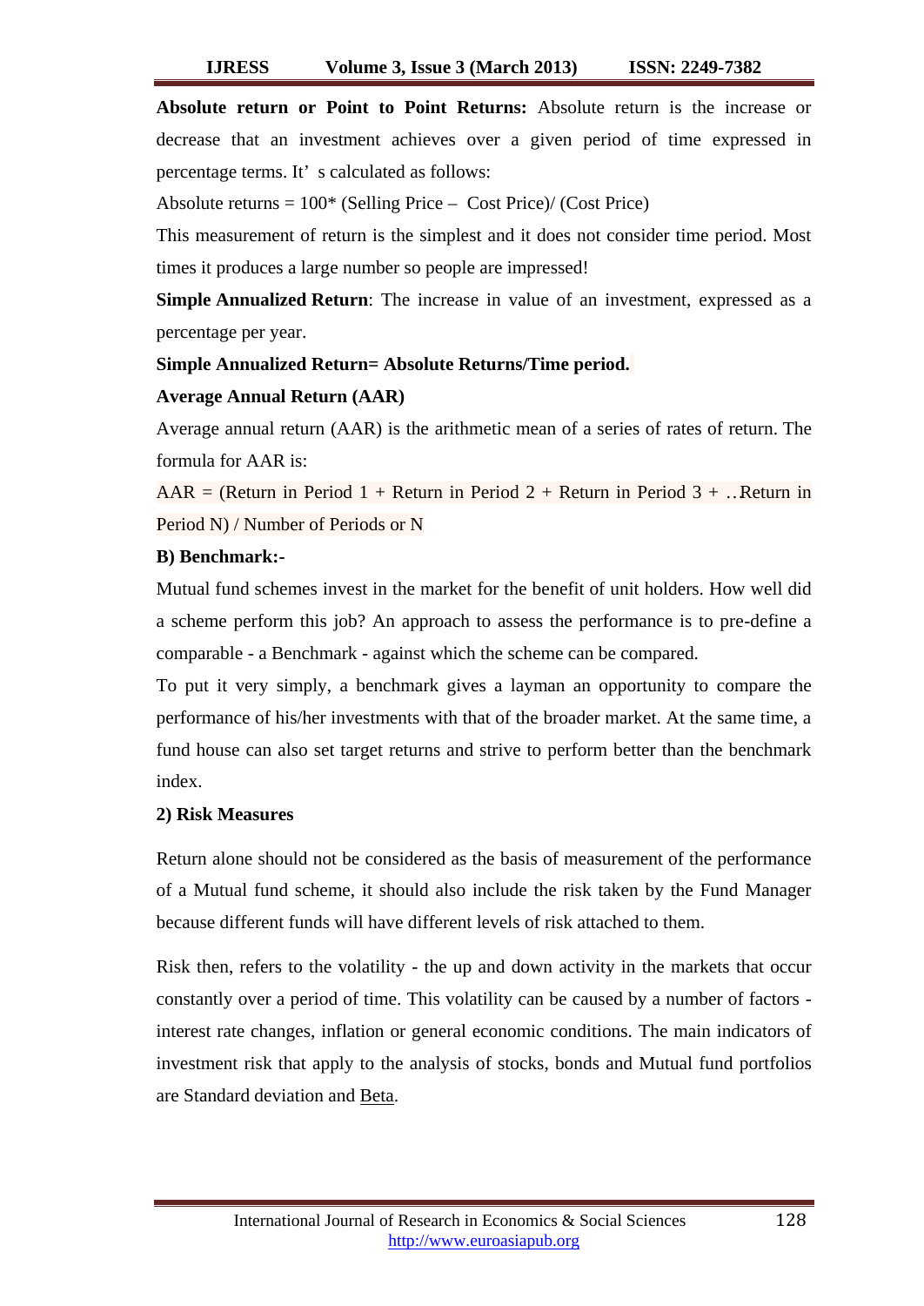**Absolute return or Point to Point Returns:** Absolute return is the increase or decrease that an investment achieves over a given period of time expressed in percentage terms. It' s calculated as follows:

Absolute returns = 100* (Selling Price – Cost Price)/ (Cost Price)

This measurement of return is the simplest and it does not consider time period. Most times it produces a large number so people are impressed!

**Simple Annualized Return**: The increase in value of an investment, expressed as a percentage per year.

**Simple Annualized Return= Absolute Returns/Time period.**

**Average Annual Return (AAR)**

Average annual return (AAR) is the arithmetic mean of a series of rates of return. The formula for AAR is:

AAR = (Return in Period 1 + Return in Period 2 + Return in Period 3 + ..Return in Period N) / Number of Periods or N

**B) Benchmark:-**

Mutual fund schemes invest in the market for the benefit of unit holders. How well did a scheme perform this job? An approach to assess the performance is to pre-define a comparable - a Benchmark - against which the scheme can be compared.

To put it very simply, a benchmark gives a layman an opportunity to compare the performance of his/her investments with that of the broader market. At the same time, a fund house can also set target returns and strive to perform better than the benchmark index.

**2) Risk Measures**

Return alone should not be considered as the basis of measurement of the performance of a Mutual fund scheme, it should also include the risk taken by the Fund Manager because different funds will have different levels of risk attached to them.

Risk then, refers to the volatility - the up and down activity in the markets that occur constantly over a period of time. This volatility can be caused by a number of factors - interest rate changes, inflation or general economic conditions. The main indicators of investment risk that apply to the analysis of stocks, bonds and Mutual fund portfolios are Standard deviation and Beta.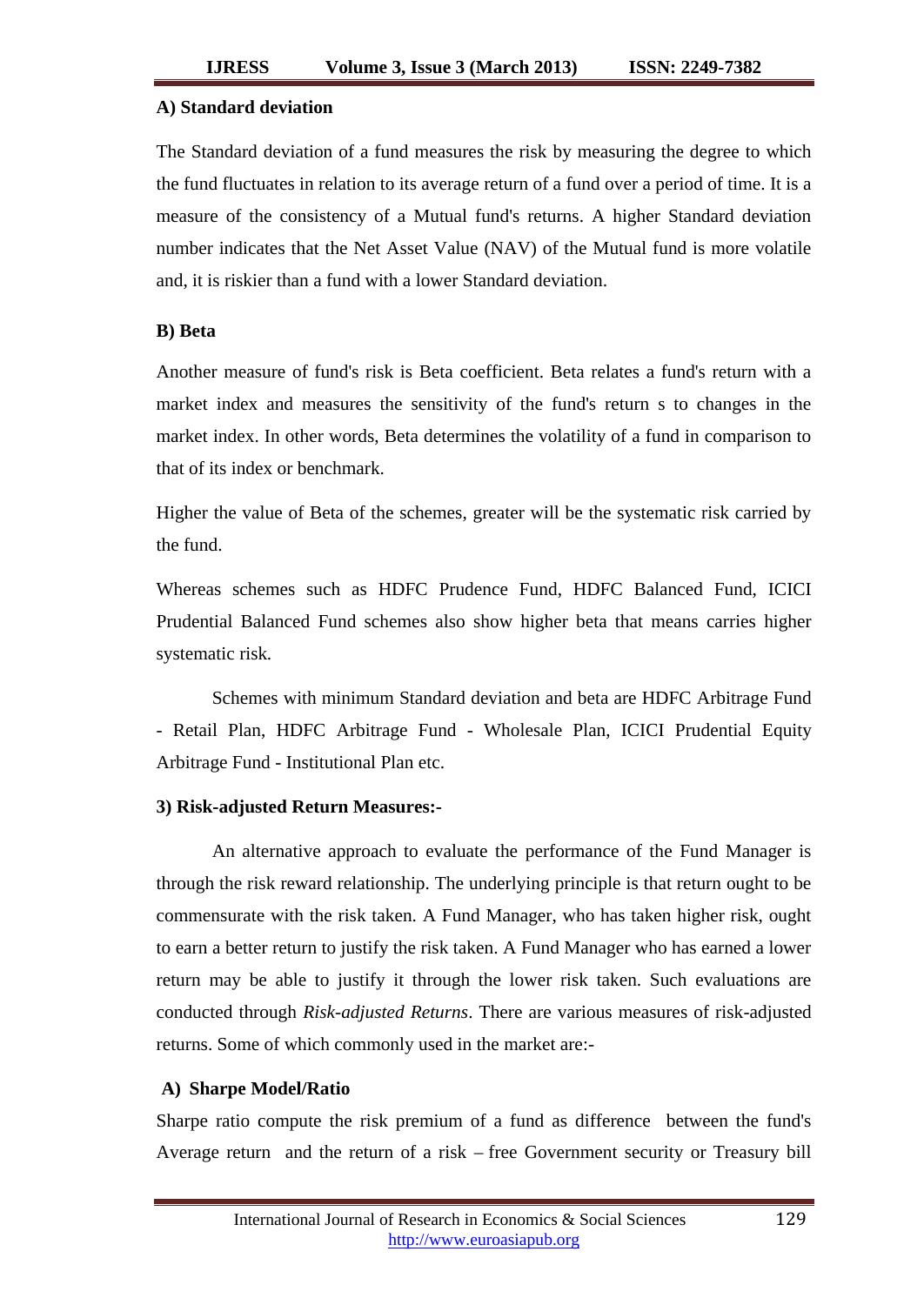**A) Standard deviation**

The Standard deviation of a fund measures the risk by measuring the degree to which the fund fluctuates in relation to its average return of a fund over a period of time. It is a measure of the consistency of a Mutual fund's returns. A higher Standard deviation number indicates that the Net Asset Value (NAV) of the Mutual fund is more volatile and, it is riskier than a fund with a lower Standard deviation.

**B) Beta**

Another measure of fund's risk is Beta coefficient. Beta relates a fund's return with a market index and measures the sensitivity of the fund's return s to changes in the market index. In other words, Beta determines the volatility of a fund in comparison to that of its index or benchmark.

Higher the value of Beta of the schemes, greater will be the systematic risk carried by the fund.

Whereas schemes such as HDFC Prudence Fund, HDFC Balanced Fund, ICICI Prudential Balanced Fund schemes also show higher beta that means carries higher systematic risk.

Schemes with minimum Standard deviation and beta are HDFC Arbitrage Fund - Retail Plan, HDFC Arbitrage Fund - Wholesale Plan, ICICI Prudential Equity Arbitrage Fund - Institutional Plan etc.

**3) Risk-adjusted Return Measures:-**

An alternative approach to evaluate the performance of the Fund Manager is through the risk reward relationship. The underlying principle is that return ought to be commensurate with the risk taken. A Fund Manager, who has taken higher risk, ought to earn a better return to justify the risk taken. A Fund Manager who has earned a lower return may be able to justify it through the lower risk taken. Such evaluations are conducted through *Risk-adjusted Returns*. There are various measures of risk-adjusted returns. Some of which commonly used in the market are:-

**A) Sharpe Model/Ratio**

Sharpe ratio compute the risk premium of a fund as difference between the fund's Average return and the return of a risk – free Government security or Treasury bill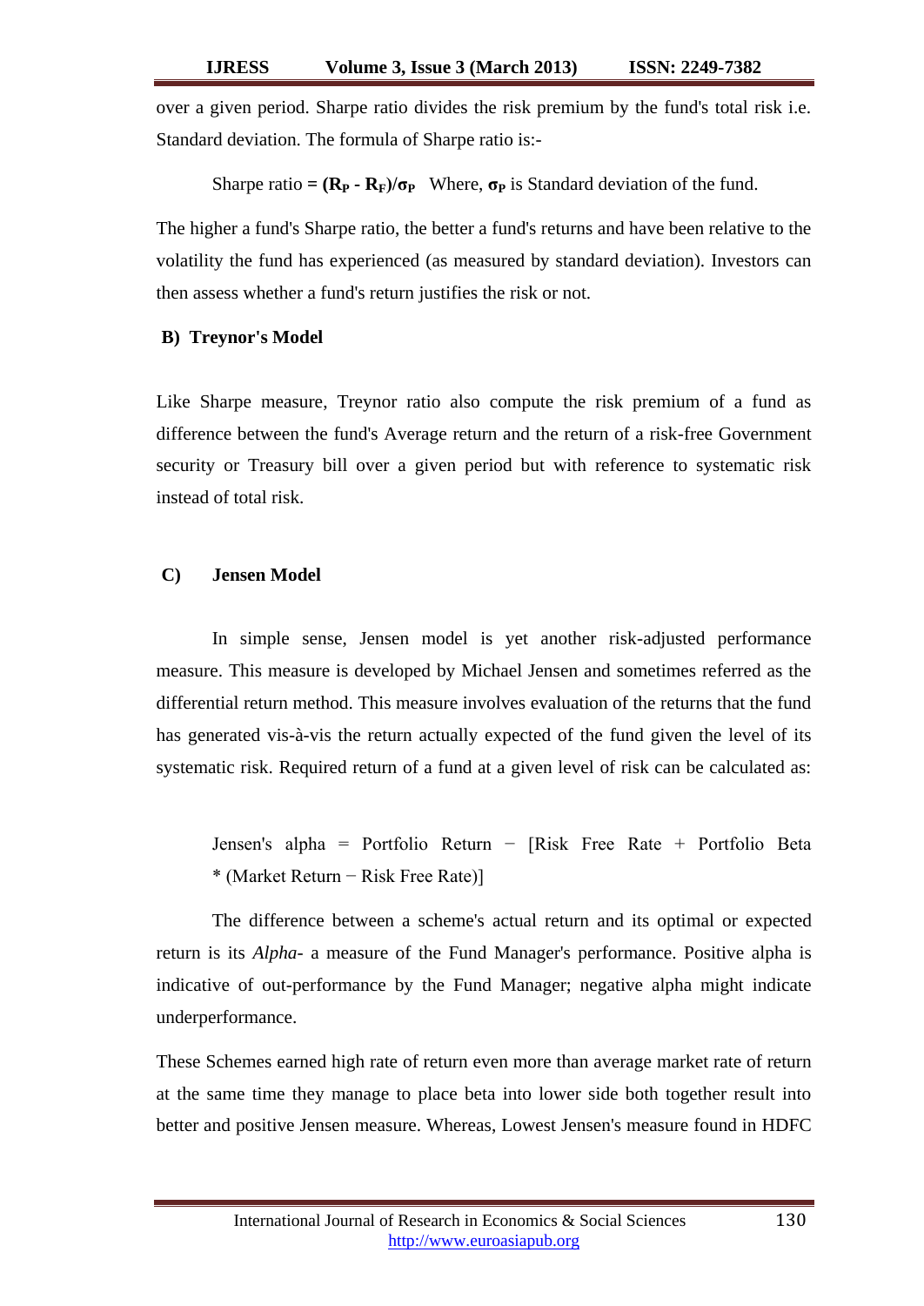over a given period. Sharpe ratio divides the risk premium by the fund's total risk i.e. Standard deviation. The formula of Sharpe ratio is:-

Sharpe ratio $= (R_P - R_F)/\sigma_P$ Where, $\sigma_P$ is Standard deviation of the fund.

The higher a fund's Sharpe ratio, the better a fund's returns and have been relative to the volatility the fund has experienced (as measured by standard deviation). Investors can then assess whether a fund's return justifies the risk or not.

### B) Treynor's Model

Like Sharpe measure, Treynor ratio also compute the risk premium of a fund as difference between the fund's Average return and the return of a risk-free Government security or Treasury bill over a given period but with reference to systematic risk instead of total risk.

### C) Jensen Model

In simple sense, Jensen model is yet another risk-adjusted performance measure. This measure is developed by Michael Jensen and sometimes referred as the differential return method. This measure involves evaluation of the returns that the fund has generated vis-à-vis the return actually expected of the fund given the level of its systematic risk. Required return of a fund at a given level of risk can be calculated as:

Jensen's alpha = Portfolio Return − [Risk Free Rate + Portfolio Beta * (Market Return − Risk Free Rate)]

The difference between a scheme's actual return and its optimal or expected return is its *Alpha*- a measure of the Fund Manager's performance. Positive alpha is indicative of out-performance by the Fund Manager; negative alpha might indicate underperformance.

These Schemes earned high rate of return even more than average market rate of return at the same time they manage to place beta into lower side both together result into better and positive Jensen measure. Whereas, Lowest Jensen's measure found in HDFC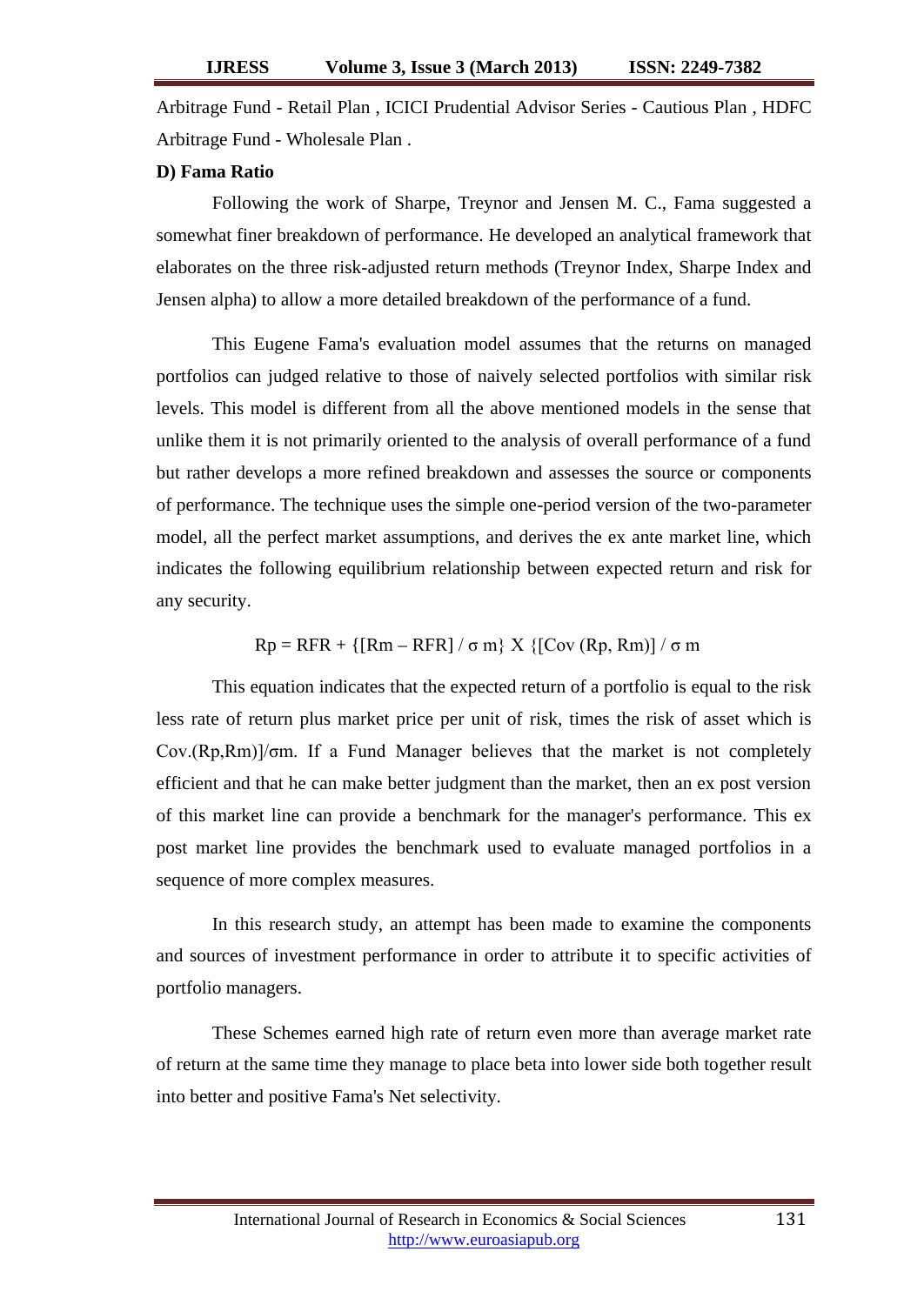Arbitrage Fund - Retail Plan , ICICI Prudential Advisor Series - Cautious Plan , HDFC Arbitrage Fund - Wholesale Plan .

**D) Fama Ratio**

Following the work of Sharpe, Treynor and Jensen M. C., Fama suggested a somewhat finer breakdown of performance. He developed an analytical framework that elaborates on the three risk-adjusted return methods (Treynor Index, Sharpe Index and Jensen alpha) to allow a more detailed breakdown of the performance of a fund.

This Eugene Fama's evaluation model assumes that the returns on managed portfolios can judged relative to those of naively selected portfolios with similar risk levels. This model is different from all the above mentioned models in the sense that unlike them it is not primarily oriented to the analysis of overall performance of a fund but rather develops a more refined breakdown and assesses the source or components of performance. The technique uses the simple one-period version of the two-parameter model, all the perfect market assumptions, and derives the ex ante market line, which indicates the following equilibrium relationship between expected return and risk for any security.

$$Rp = RFR + \{[Rm - RFR] / \sigma m\} \times \{[Cov(Rp, Rm)] / \sigma m$$

This equation indicates that the expected return of a portfolio is equal to the risk less rate of return plus market price per unit of risk, times the risk of asset which is $Cov.(Rp,Rm)]/\sigma m$. If a Fund Manager believes that the market is not completely efficient and that he can make better judgment than the market, then an ex post version of this market line can provide a benchmark for the manager's performance. This ex post market line provides the benchmark used to evaluate managed portfolios in a sequence of more complex measures.

In this research study, an attempt has been made to examine the components and sources of investment performance in order to attribute it to specific activities of portfolio managers.

These Schemes earned high rate of return even more than average market rate of return at the same time they manage to place beta into lower side both together result into better and positive Fama's Net selectivity.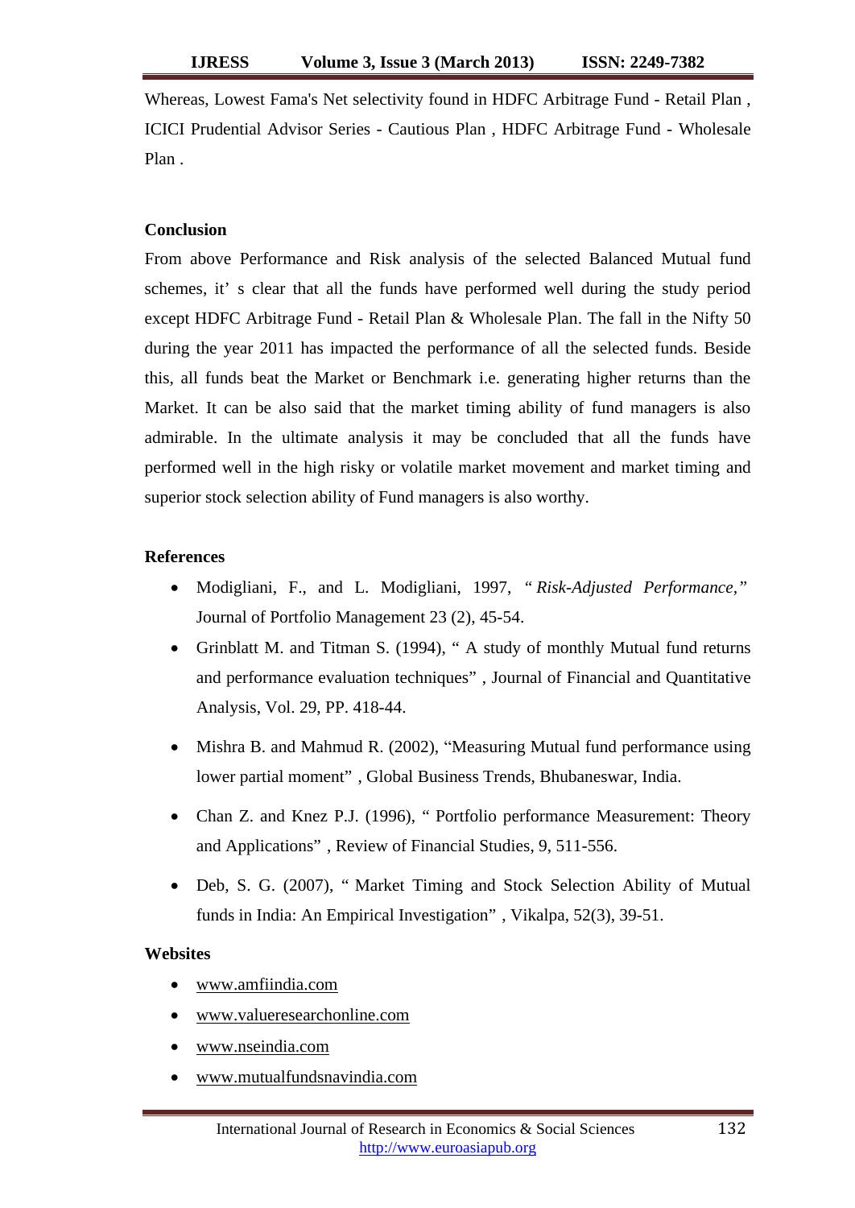Whereas, Lowest Fama's Net selectivity found in HDFC Arbitrage Fund - Retail Plan , ICICI Prudential Advisor Series - Cautious Plan , HDFC Arbitrage Fund - Wholesale Plan .

## Conclusion

From above Performance and Risk analysis of the selected Balanced Mutual fund schemes, it' s clear that all the funds have performed well during the study period except HDFC Arbitrage Fund - Retail Plan & Wholesale Plan. The fall in the Nifty 50 during the year 2011 has impacted the performance of all the selected funds. Beside this, all funds beat the Market or Benchmark i.e. generating higher returns than the Market. It can be also said that the market timing ability of fund managers is also admirable. In the ultimate analysis it may be concluded that all the funds have performed well in the high risky or volatile market movement and market timing and superior stock selection ability of Fund managers is also worthy.

## References

- Modigliani, F., and L. Modigliani, 1997, " *Risk-Adjusted Performance,"* Journal of Portfolio Management 23 (2), 45-54.
- Grinblatt M. and Titman S. (1994), " A study of monthly Mutual fund returns and performance evaluation techniques" , Journal of Financial and Quantitative Analysis, Vol. 29, PP. 418-44.
- Mishra B. and Mahmud R. (2002), "Measuring Mutual fund performance using lower partial moment" , Global Business Trends, Bhubaneswar, India.
- Chan Z. and Knez P.J. (1996), " Portfolio performance Measurement: Theory and Applications" , Review of Financial Studies, 9, 511-556.
- Deb, S. G. (2007), " Market Timing and Stock Selection Ability of Mutual funds in India: An Empirical Investigation" , Vikalpa, 52(3), 39-51.

## Websites

- www.amfiindia.com
- www.valueresearchonline.com
- www.nseindia.com
- www.mutualfundsnavindia.com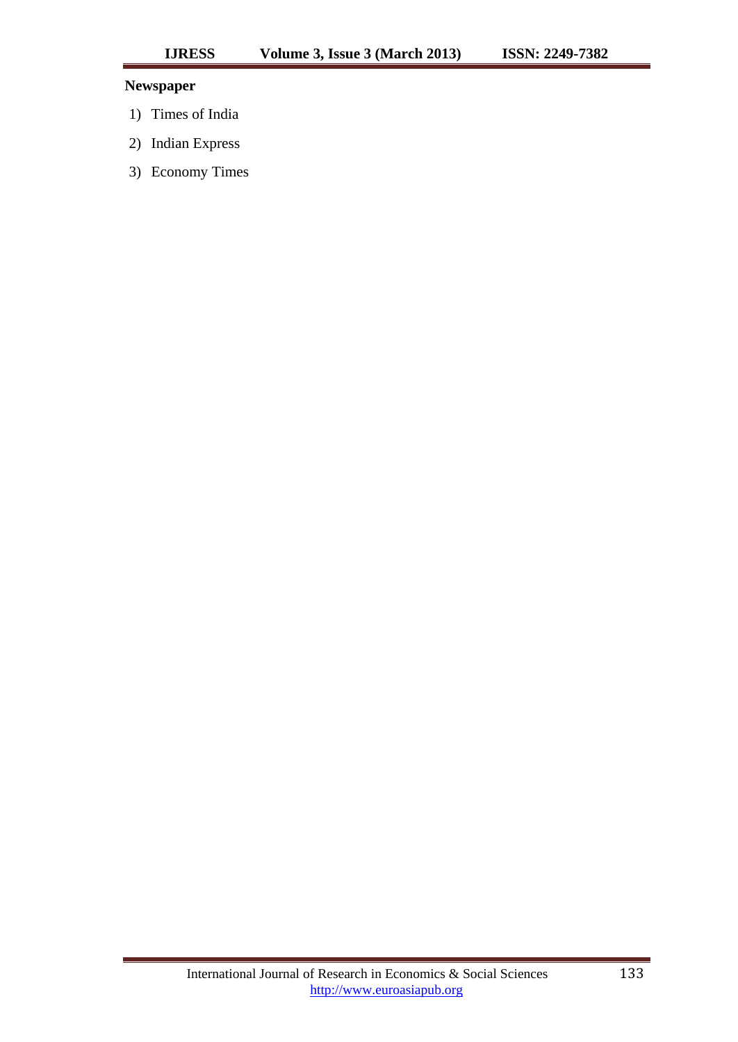**Newspaper**

1) Times of India
2) Indian Express
3) Economy Times